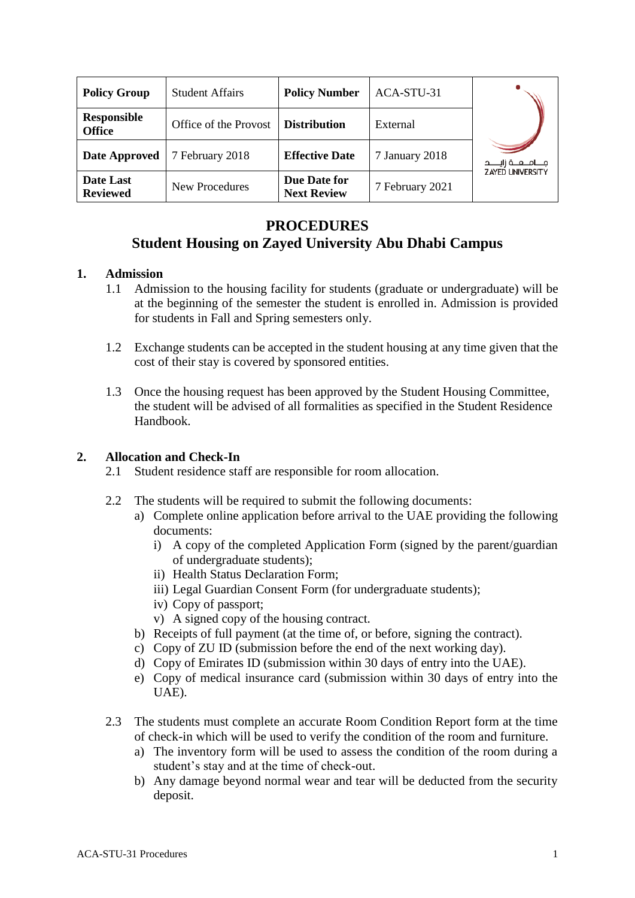| Policy Group | Student Affairs | Policy Number | ACA-STU-31 | جـامـعـة زايـد ZAYED UNIVERSITY |
|---|---|---|---|---|
| Responsible Office | Office of the Provost | Distribution | External | |
| Date Approved | 7 February 2018 | Effective Date | 7 January 2018 | |
| Date Last Reviewed | New Procedures | Due Date for Next Review | 7 February 2021 | |

# PROCEDURES
# Student Housing on Zayed University Abu Dhabi Campus

## 1. Admission

1.1 Admission to the housing facility for students (graduate or undergraduate) will be at the beginning of the semester the student is enrolled in. Admission is provided for students in Fall and Spring semesters only.

1.2 Exchange students can be accepted in the student housing at any time given that the cost of their stay is covered by sponsored entities.

1.3 Once the housing request has been approved by the Student Housing Committee, the student will be advised of all formalities as specified in the Student Residence Handbook.

## 2. Allocation and Check-In

2.1 Student residence staff are responsible for room allocation.

2.2 The students will be required to submit the following documents:

a) Complete online application before arrival to the UAE providing the following documents:
   i) A copy of the completed Application Form (signed by the parent/guardian of undergraduate students);
   ii) Health Status Declaration Form;
   iii) Legal Guardian Consent Form (for undergraduate students);
   iv) Copy of passport;
   v) A signed copy of the housing contract.

b) Receipts of full payment (at the time of, or before, signing the contract).

c) Copy of ZU ID (submission before the end of the next working day).

d) Copy of Emirates ID (submission within 30 days of entry into the UAE).

e) Copy of medical insurance card (submission within 30 days of entry into the UAE).

2.3 The students must complete an accurate Room Condition Report form at the time of check-in which will be used to verify the condition of the room and furniture.

a) The inventory form will be used to assess the condition of the room during a student's stay and at the time of check-out.

b) Any damage beyond normal wear and tear will be deducted from the security deposit.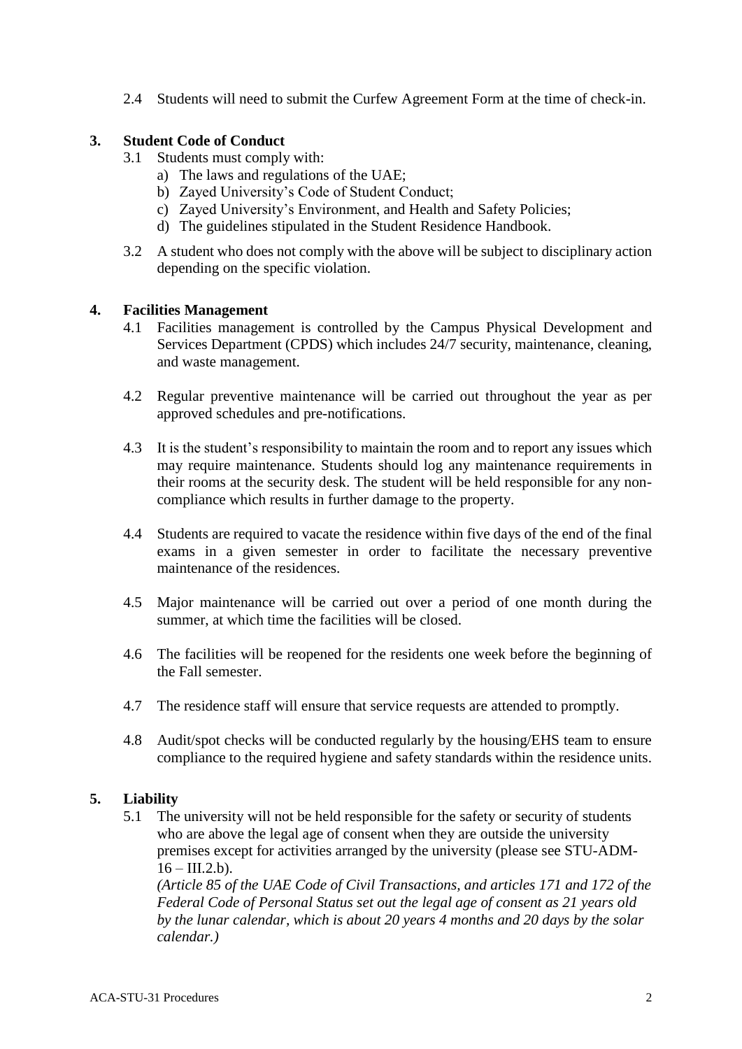2.4 Students will need to submit the Curfew Agreement Form at the time of check-in.

## 3. Student Code of Conduct

3.1 Students must comply with:

a) The laws and regulations of the UAE;
b) Zayed University's Code of Student Conduct;
c) Zayed University's Environment, and Health and Safety Policies;
d) The guidelines stipulated in the Student Residence Handbook.

3.2 A student who does not comply with the above will be subject to disciplinary action depending on the specific violation.

## 4. Facilities Management

4.1 Facilities management is controlled by the Campus Physical Development and Services Department (CPDS) which includes 24/7 security, maintenance, cleaning, and waste management.

4.2 Regular preventive maintenance will be carried out throughout the year as per approved schedules and pre-notifications.

4.3 It is the student's responsibility to maintain the room and to report any issues which may require maintenance. Students should log any maintenance requirements in their rooms at the security desk. The student will be held responsible for any non-compliance which results in further damage to the property.

4.4 Students are required to vacate the residence within five days of the end of the final exams in a given semester in order to facilitate the necessary preventive maintenance of the residences.

4.5 Major maintenance will be carried out over a period of one month during the summer, at which time the facilities will be closed.

4.6 The facilities will be reopened for the residents one week before the beginning of the Fall semester.

4.7 The residence staff will ensure that service requests are attended to promptly.

4.8 Audit/spot checks will be conducted regularly by the housing/EHS team to ensure compliance to the required hygiene and safety standards within the residence units.

## 5. Liability

5.1 The university will not be held responsible for the safety or security of students who are above the legal age of consent when they are outside the university premises except for activities arranged by the university (please see STU-ADM-16 – III.2.b).
*(Article 85 of the UAE Code of Civil Transactions, and articles 171 and 172 of the Federal Code of Personal Status set out the legal age of consent as 21 years old by the lunar calendar, which is about 20 years 4 months and 20 days by the solar calendar.)*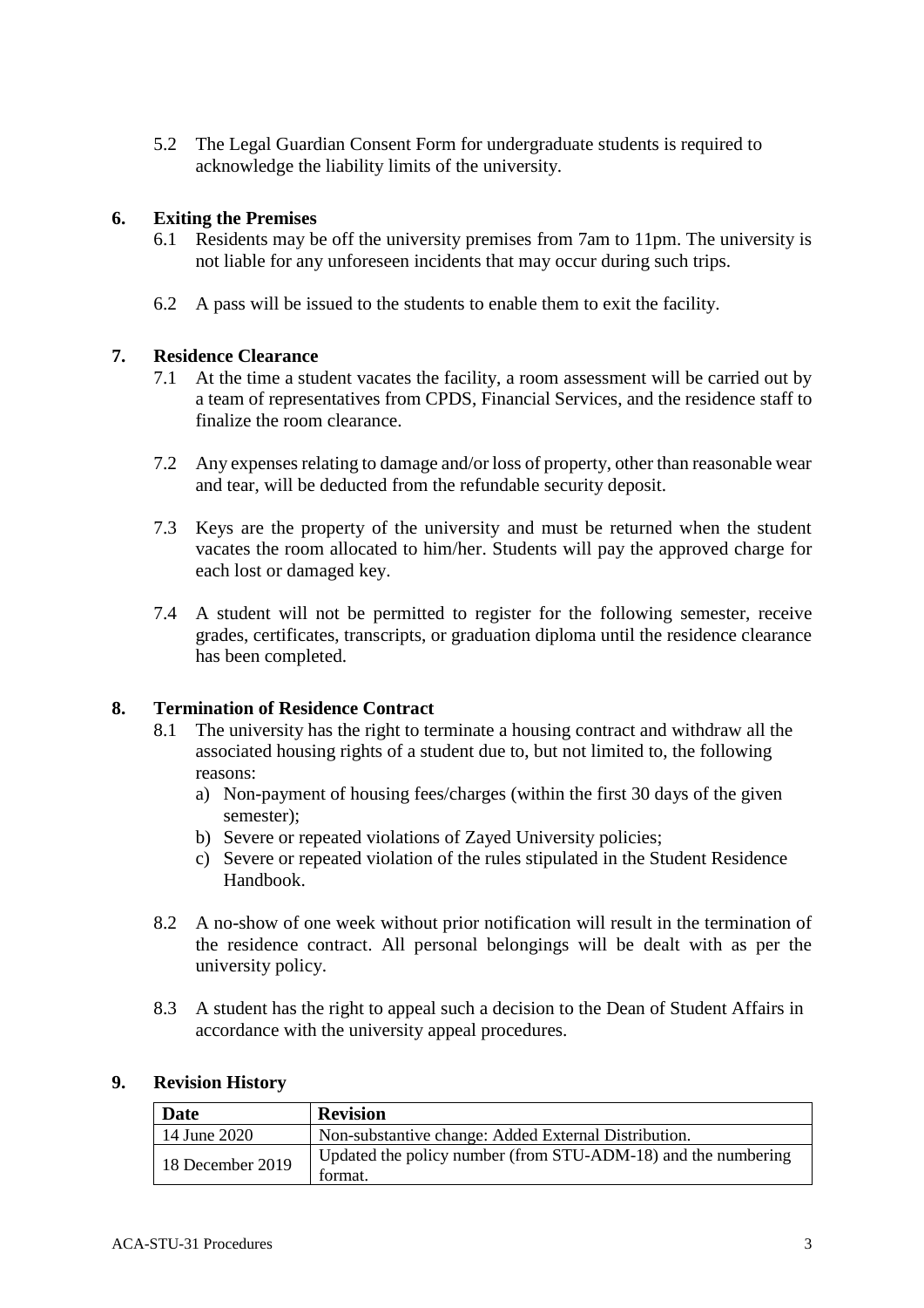5.2 The Legal Guardian Consent Form for undergraduate students is required to acknowledge the liability limits of the university.

## 6. Exiting the Premises

6.1 Residents may be off the university premises from 7am to 11pm. The university is not liable for any unforeseen incidents that may occur during such trips.

6.2 A pass will be issued to the students to enable them to exit the facility.

## 7. Residence Clearance

7.1 At the time a student vacates the facility, a room assessment will be carried out by a team of representatives from CPDS, Financial Services, and the residence staff to finalize the room clearance.

7.2 Any expenses relating to damage and/or loss of property, other than reasonable wear and tear, will be deducted from the refundable security deposit.

7.3 Keys are the property of the university and must be returned when the student vacates the room allocated to him/her. Students will pay the approved charge for each lost or damaged key.

7.4 A student will not be permitted to register for the following semester, receive grades, certificates, transcripts, or graduation diploma until the residence clearance has been completed.

## 8. Termination of Residence Contract

8.1 The university has the right to terminate a housing contract and withdraw all the associated housing rights of a student due to, but not limited to, the following reasons:

a) Non-payment of housing fees/charges (within the first 30 days of the given semester);
b) Severe or repeated violations of Zayed University policies;
c) Severe or repeated violation of the rules stipulated in the Student Residence Handbook.

8.2 A no-show of one week without prior notification will result in the termination of the residence contract. All personal belongings will be dealt with as per the university policy.

8.3 A student has the right to appeal such a decision to the Dean of Student Affairs in accordance with the university appeal procedures.

## 9. Revision History

| Date | Revision |
|---|---|
| 14 June 2020 | Non-substantive change: Added External Distribution. |
| 18 December 2019 | Updated the policy number (from STU-ADM-18) and the numbering format. |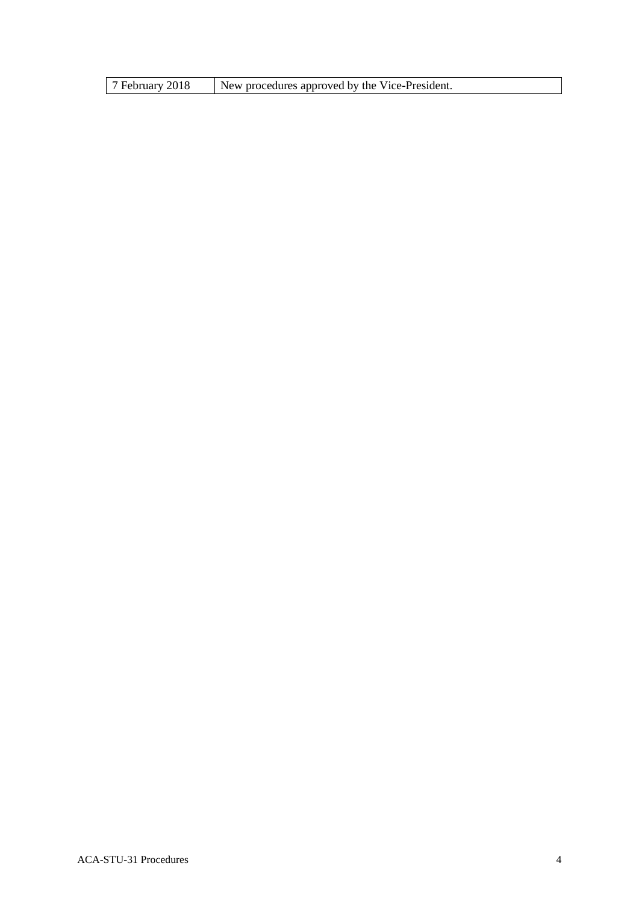| | |
|---|---|
| 7 February 2018 | New procedures approved by the Vice-President. |